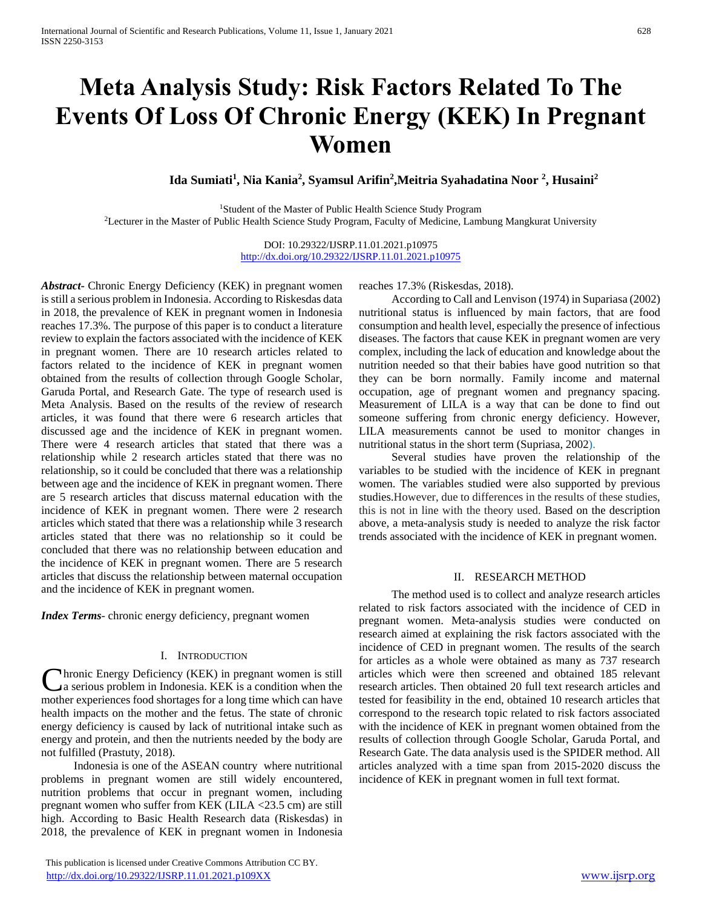# Meta Analysis Study: Risk Factors Related To The Events Of Loss Of Chronic Energy (KEK) In Pregnant Women

**Ida Sumiati[1], Nia Kania[2], Syamsul Arifin[2], Meitria Syahadatina Noor [2], Husaini[2]**

[1]Student of the Master of Public Health Science Study Program
[2]Lecturer in the Master of Public Health Science Study Program, Faculty of Medicine, Lambung Mangkurat University

DOI: 10.29322/IJSRP.11.01.2021.p10975
http://dx.doi.org/10.29322/IJSRP.11.01.2021.p10975

***Abstract*-** Chronic Energy Deficiency (KEK) in pregnant women is still a serious problem in Indonesia. According to Riskesdas data in 2018, the prevalence of KEK in pregnant women in Indonesia reaches 17.3%. The purpose of this paper is to conduct a literature review to explain the factors associated with the incidence of KEK in pregnant women. There are 10 research articles related to factors related to the incidence of KEK in pregnant women obtained from the results of collection through Google Scholar, Garuda Portal, and Research Gate. The type of research used is Meta Analysis. Based on the results of the review of research articles, it was found that there were 6 research articles that discussed age and the incidence of KEK in pregnant women. There were 4 research articles that stated that there was a relationship while 2 research articles stated that there was no relationship, so it could be concluded that there was a relationship between age and the incidence of KEK in pregnant women. There are 5 research articles that discuss maternal education with the incidence of KEK in pregnant women. There were 2 research articles which stated that there was a relationship while 3 research articles stated that there was no relationship so it could be concluded that there was no relationship between education and the incidence of KEK in pregnant women. There are 5 research articles that discuss the relationship between maternal occupation and the incidence of KEK in pregnant women.

***Index Terms*-** chronic energy deficiency, pregnant women

## I. Introduction

Chronic Energy Deficiency (KEK) in pregnant women is still a serious problem in Indonesia. KEK is a condition when the mother experiences food shortages for a long time which can have health impacts on the mother and the fetus. The state of chronic energy deficiency is caused by lack of nutritional intake such as energy and protein, and then the nutrients needed by the body are not fulfilled (Prastuty, 2018).

Indonesia is one of the ASEAN country where nutritional problems in pregnant women are still widely encountered, nutrition problems that occur in pregnant women, including pregnant women who suffer from KEK (LILA <23.5 cm) are still high. According to Basic Health Research data (Riskesdas) in 2018, the prevalence of KEK in pregnant women in Indonesia reaches 17.3% (Riskesdas, 2018).

According to Call and Lenvison (1974) in Supariasa (2002) nutritional status is influenced by main factors, that are food consumption and health level, especially the presence of infectious diseases. The factors that cause KEK in pregnant women are very complex, including the lack of education and knowledge about the nutrition needed so that their babies have good nutrition so that they can be born normally. Family income and maternal occupation, age of pregnant women and pregnancy spacing. Measurement of LILA is a way that can be done to find out someone suffering from chronic energy deficiency. However, LILA measurements cannot be used to monitor changes in nutritional status in the short term (Supriasa, 2002).

Several studies have proven the relationship of the variables to be studied with the incidence of KEK in pregnant women. The variables studied were also supported by previous studies.However, due to differences in the results of these studies, this is not in line with the theory used. Based on the description above, a meta-analysis study is needed to analyze the risk factor trends associated with the incidence of KEK in pregnant women.

## II. Research Method

The method used is to collect and analyze research articles related to risk factors associated with the incidence of CED in pregnant women. Meta-analysis studies were conducted on research aimed at explaining the risk factors associated with the incidence of CED in pregnant women. The results of the search for articles as a whole were obtained as many as 737 research articles which were then screened and obtained 185 relevant research articles. Then obtained 20 full text research articles and tested for feasibility in the end, obtained 10 research articles that correspond to the research topic related to risk factors associated with the incidence of KEK in pregnant women obtained from the results of collection through Google Scholar, Garuda Portal, and Research Gate. The data analysis used is the SPIDER method. All articles analyzed with a time span from 2015-2020 discuss the incidence of KEK in pregnant women in full text format.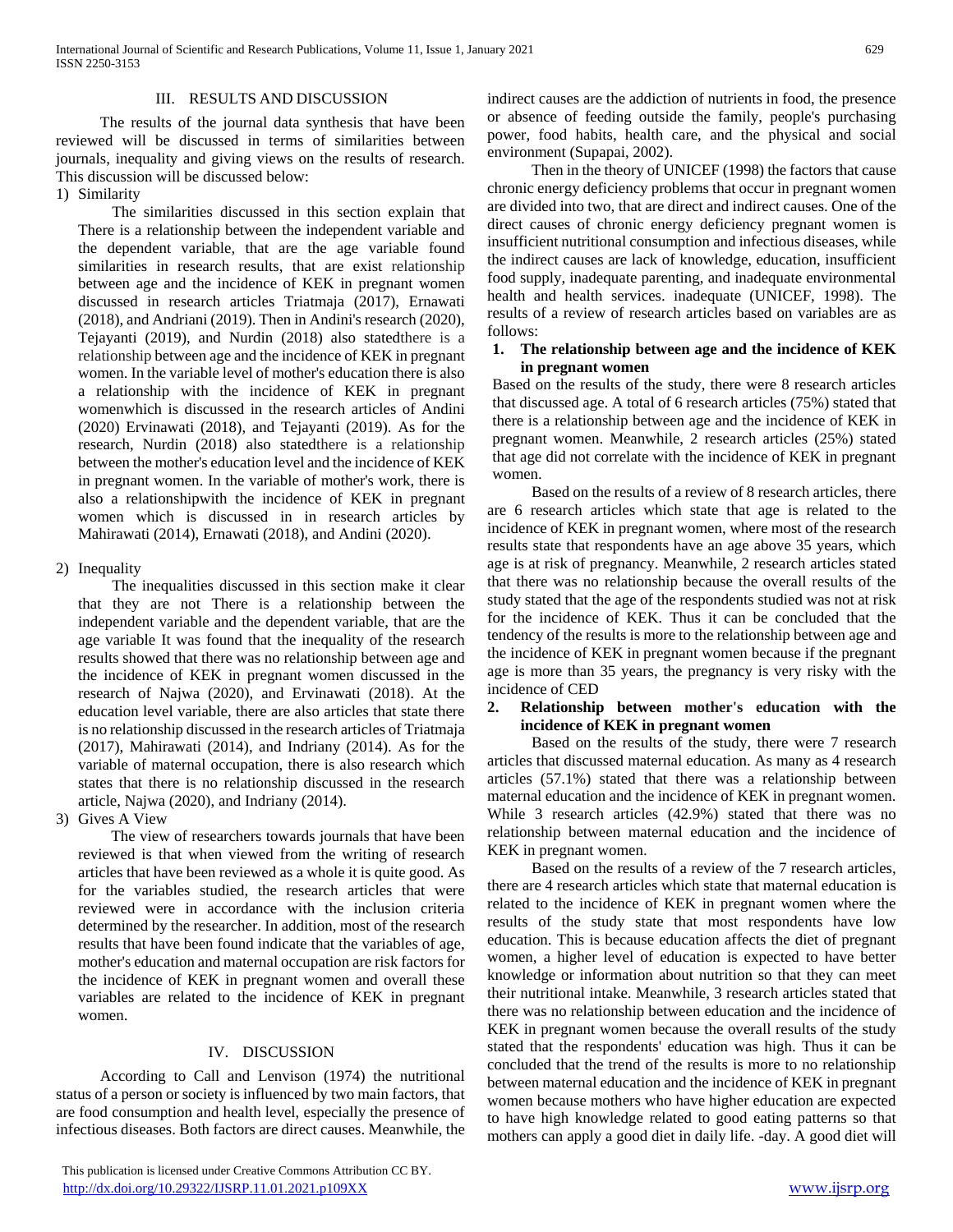## III. RESULTS AND DISCUSSION

The results of the journal data synthesis that have been reviewed will be discussed in terms of similarities between journals, inequality and giving views on the results of research. This discussion will be discussed below:

1) Similarity

The similarities discussed in this section explain that There is a relationship between the independent variable and the dependent variable, that are the age variable found similarities in research results, that are exist relationship between age and the incidence of KEK in pregnant women discussed in research articles Triatmaja (2017), Ernawati (2018), and Andriani (2019). Then in Andini's research (2020), Tejayanti (2019), and Nurdin (2018) also statedthere is a relationship between age and the incidence of KEK in pregnant women. In the variable level of mother's education there is also a relationship with the incidence of KEK in pregnant womenwhich is discussed in the research articles of Andini (2020) Ervinawati (2018), and Tejayanti (2019). As for the research, Nurdin (2018) also statedthere is a relationship between the mother's education level and the incidence of KEK in pregnant women. In the variable of mother's work, there is also a relationshipwith the incidence of KEK in pregnant women which is discussed in in research articles by Mahirawati (2014), Ernawati (2018), and Andini (2020).

2) Inequality

The inequalities discussed in this section make it clear that they are not There is a relationship between the independent variable and the dependent variable, that are the age variable It was found that the inequality of the research results showed that there was no relationship between age and the incidence of KEK in pregnant women discussed in the research of Najwa (2020), and Ervinawati (2018). At the education level variable, there are also articles that state there is no relationship discussed in the research articles of Triatmaja (2017), Mahirawati (2014), and Indriany (2014). As for the variable of maternal occupation, there is also research which states that there is no relationship discussed in the research article, Najwa (2020), and Indriany (2014).

3) Gives A View

The view of researchers towards journals that have been reviewed is that when viewed from the writing of research articles that have been reviewed as a whole it is quite good. As for the variables studied, the research articles that were reviewed were in accordance with the inclusion criteria determined by the researcher. In addition, most of the research results that have been found indicate that the variables of age, mother's education and maternal occupation are risk factors for the incidence of KEK in pregnant women and overall these variables are related to the incidence of KEK in pregnant women.

## IV. DISCUSSION

According to Call and Lenvison (1974) the nutritional status of a person or society is influenced by two main factors, that are food consumption and health level, especially the presence of infectious diseases. Both factors are direct causes. Meanwhile, the indirect causes are the addiction of nutrients in food, the presence or absence of feeding outside the family, people's purchasing power, food habits, health care, and the physical and social environment (Supapai, 2002).

Then in the theory of UNICEF (1998) the factors that cause chronic energy deficiency problems that occur in pregnant women are divided into two, that are direct and indirect causes. One of the direct causes of chronic energy deficiency pregnant women is insufficient nutritional consumption and infectious diseases, while the indirect causes are lack of knowledge, education, insufficient food supply, inadequate parenting, and inadequate environmental health and health services. inadequate (UNICEF, 1998). The results of a review of research articles based on variables are as follows:

**1. The relationship between age and the incidence of KEK in pregnant women**

Based on the results of the study, there were 8 research articles that discussed age. A total of 6 research articles (75%) stated that there is a relationship between age and the incidence of KEK in pregnant women. Meanwhile, 2 research articles (25%) stated that age did not correlate with the incidence of KEK in pregnant women.

Based on the results of a review of 8 research articles, there are 6 research articles which state that age is related to the incidence of KEK in pregnant women, where most of the research results state that respondents have an age above 35 years, which age is at risk of pregnancy. Meanwhile, 2 research articles stated that there was no relationship because the overall results of the study stated that the age of the respondents studied was not at risk for the incidence of KEK. Thus it can be concluded that the tendency of the results is more to the relationship between age and the incidence of KEK in pregnant women because if the pregnant age is more than 35 years, the pregnancy is very risky with the incidence of CED

**2. Relationship between mother's education with the incidence of KEK in pregnant women**

Based on the results of the study, there were 7 research articles that discussed maternal education. As many as 4 research articles (57.1%) stated that there was a relationship between maternal education and the incidence of KEK in pregnant women. While 3 research articles (42.9%) stated that there was no relationship between maternal education and the incidence of KEK in pregnant women.

Based on the results of a review of the 7 research articles, there are 4 research articles which state that maternal education is related to the incidence of KEK in pregnant women where the results of the study state that most respondents have low education. This is because education affects the diet of pregnant women, a higher level of education is expected to have better knowledge or information about nutrition so that they can meet their nutritional intake. Meanwhile, 3 research articles stated that there was no relationship between education and the incidence of KEK in pregnant women because the overall results of the study stated that the respondents' education was high. Thus it can be concluded that the trend of the results is more to no relationship between maternal education and the incidence of KEK in pregnant women because mothers who have higher education are expected to have high knowledge related to good eating patterns so that mothers can apply a good diet in daily life. -day. A good diet will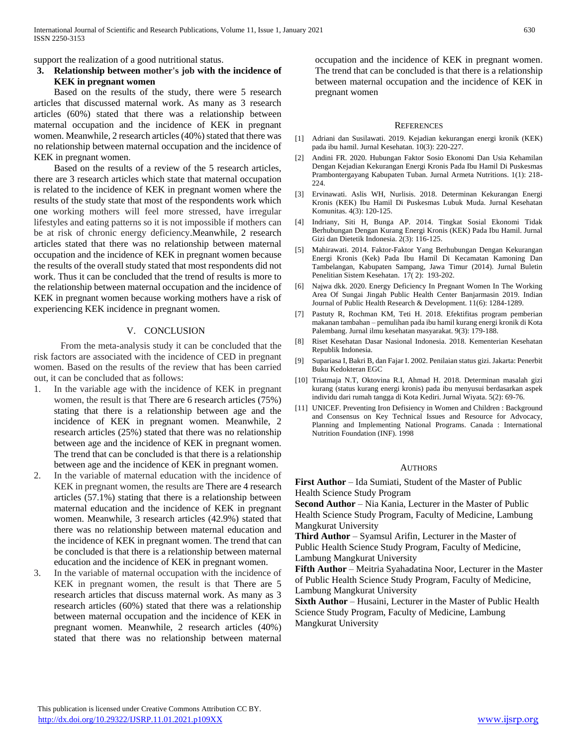support the realization of a good nutritional status.

**3. Relationship between mother's job with the incidence of KEK in pregnant women**

Based on the results of the study, there were 5 research articles that discussed maternal work. As many as 3 research articles (60%) stated that there was a relationship between maternal occupation and the incidence of KEK in pregnant women. Meanwhile, 2 research articles (40%) stated that there was no relationship between maternal occupation and the incidence of KEK in pregnant women.

Based on the results of a review of the 5 research articles, there are 3 research articles which state that maternal occupation is related to the incidence of KEK in pregnant women where the results of the study state that most of the respondents work which one working mothers will feel more stressed, have irregular lifestyles and eating patterns so it is not impossible if mothers can be at risk of chronic energy deficiency.Meanwhile, 2 research articles stated that there was no relationship between maternal occupation and the incidence of KEK in pregnant women because the results of the overall study stated that most respondents did not work. Thus it can be concluded that the trend of results is more to the relationship between maternal occupation and the incidence of KEK in pregnant women because working mothers have a risk of experiencing KEK incidence in pregnant women.

## V. CONCLUSION

From the meta-analysis study it can be concluded that the risk factors are associated with the incidence of CED in pregnant women. Based on the results of the review that has been carried out, it can be concluded that as follows:

1. In the variable age with the incidence of KEK in pregnant women, the result is that There are 6 research articles (75%) stating that there is a relationship between age and the incidence of KEK in pregnant women. Meanwhile, 2 research articles (25%) stated that there was no relationship between age and the incidence of KEK in pregnant women. The trend that can be concluded is that there is a relationship between age and the incidence of KEK in pregnant women.
2. In the variable of maternal education with the incidence of KEK in pregnant women, the results are There are 4 research articles (57.1%) stating that there is a relationship between maternal education and the incidence of KEK in pregnant women. Meanwhile, 3 research articles (42.9%) stated that there was no relationship between maternal education and the incidence of KEK in pregnant women. The trend that can be concluded is that there is a relationship between maternal education and the incidence of KEK in pregnant women.
3. In the variable of maternal occupation with the incidence of KEK in pregnant women, the result is that There are 5 research articles that discuss maternal work. As many as 3 research articles (60%) stated that there was a relationship between maternal occupation and the incidence of KEK in pregnant women. Meanwhile, 2 research articles (40%) stated that there was no relationship between maternal occupation and the incidence of KEK in pregnant women. The trend that can be concluded is that there is a relationship between maternal occupation and the incidence of KEK in pregnant women

## REFERENCES

[1] Adriani dan Susilawati. 2019. Kejadian kekurangan energi kronik (KEK) pada ibu hamil. Jurnal Kesehatan. 10(3): 220-227.

[2] Andini FR. 2020. Hubungan Faktor Sosio Ekonomi Dan Usia Kehamilan Dengan Kejadian Kekurangan Energi Kronis Pada Ibu Hamil Di Puskesmas Prambontergayang Kabupaten Tuban. Jurnal Armeta Nutritions. 1(1): 218-224.

[3] Ervinawati. Aslis WH, Nurlisis. 2018. Determinan Kekurangan Energi Kronis (KEK) Ibu Hamil Di Puskesmas Lubuk Muda. Jurnal Kesehatan Komunitas. 4(3): 120-125.

[4] Indriany, Siti H, Bunga AP. 2014. Tingkat Sosial Ekonomi Tidak Berhubungan Dengan Kurang Energi Kronis (KEK) Pada Ibu Hamil. Jurnal Gizi dan Dietetik Indonesia. 2(3): 116-125.

[5] Mahirawati. 2014. Faktor-Faktor Yang Berhubungan Dengan Kekurangan Energi Kronis (Kek) Pada Ibu Hamil Di Kecamatan Kamoning Dan Tambelangan, Kabupaten Sampang, Jawa Timur (2014). Jurnal Buletin Penelitian Sistem Kesehatan. 17( 2): 193-202.

[6] Najwa dkk. 2020. Energy Deficiency In Pregnant Women In The Working Area Of Sungai Jingah Public Health Center Banjarmasin 2019. Indian Journal of Public Health Research & Development. 11(6): 1284-1289.

[7] Pastuty R, Rochman KM, Teti H. 2018. Efektifitas program pemberian makanan tambahan – pemulihan pada ibu hamil kurang energi kronik di Kota Palembang. Jurnal ilmu kesehatan masyarakat. 9(3): 179-188.

[8] Riset Kesehatan Dasar Nasional Indonesia. 2018. Kementerian Kesehatan Republik Indonesia.

[9] Supariasa I, Bakri B, dan Fajar I. 2002. Penilaian status gizi. Jakarta: Penerbit Buku Kedokteran EGC

[10] Triatmaja N.T, Oktovina R.I, Ahmad H. 2018. Determinan masalah gizi kurang (status kurang energi kronis) pada ibu menyusui berdasarkan aspek individu dari rumah tangga di Kota Kediri. Jurnal Wiyata. 5(2): 69-76.

[11] UNICEF. Preventing Iron Defisiency in Women and Children : Background and Consensus on Key Technical Issues and Resource for Advocacy, Planning and Implementing National Programs. Canada : International Nutrition Foundation (INF). 1998

## AUTHORS

**First Author** – Ida Sumiati, Student of the Master of Public Health Science Study Program

**Second Author** – Nia Kania, Lecturer in the Master of Public Health Science Study Program, Faculty of Medicine, Lambung Mangkurat University

**Third Author** – Syamsul Arifin, Lecturer in the Master of Public Health Science Study Program, Faculty of Medicine, Lambung Mangkurat University

**Fifth Author** – Meitria Syahadatina Noor, Lecturer in the Master of Public Health Science Study Program, Faculty of Medicine, Lambung Mangkurat University

**Sixth Author** – Husaini, Lecturer in the Master of Public Health Science Study Program, Faculty of Medicine, Lambung Mangkurat University